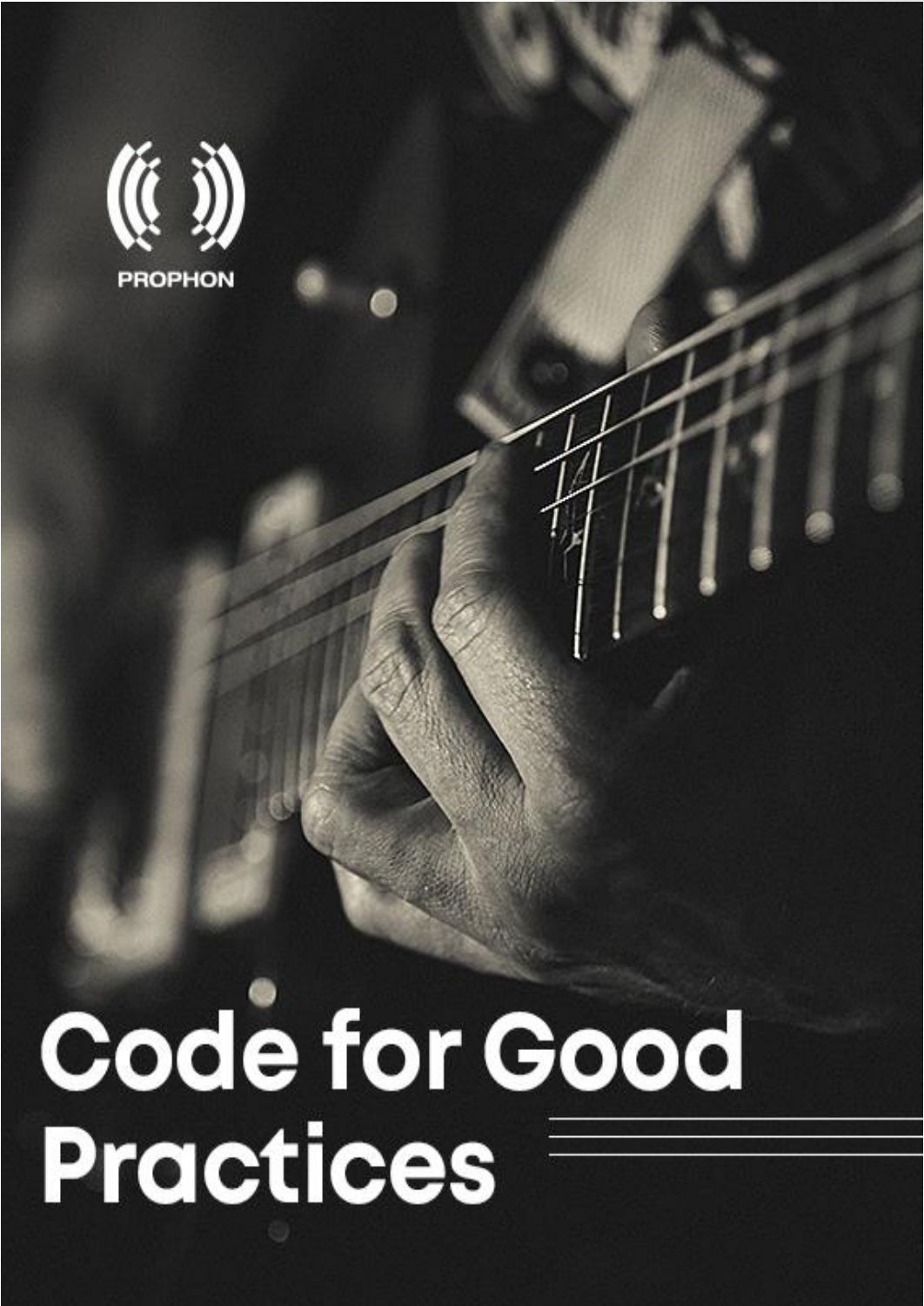PROPHON

# Code for Good Practices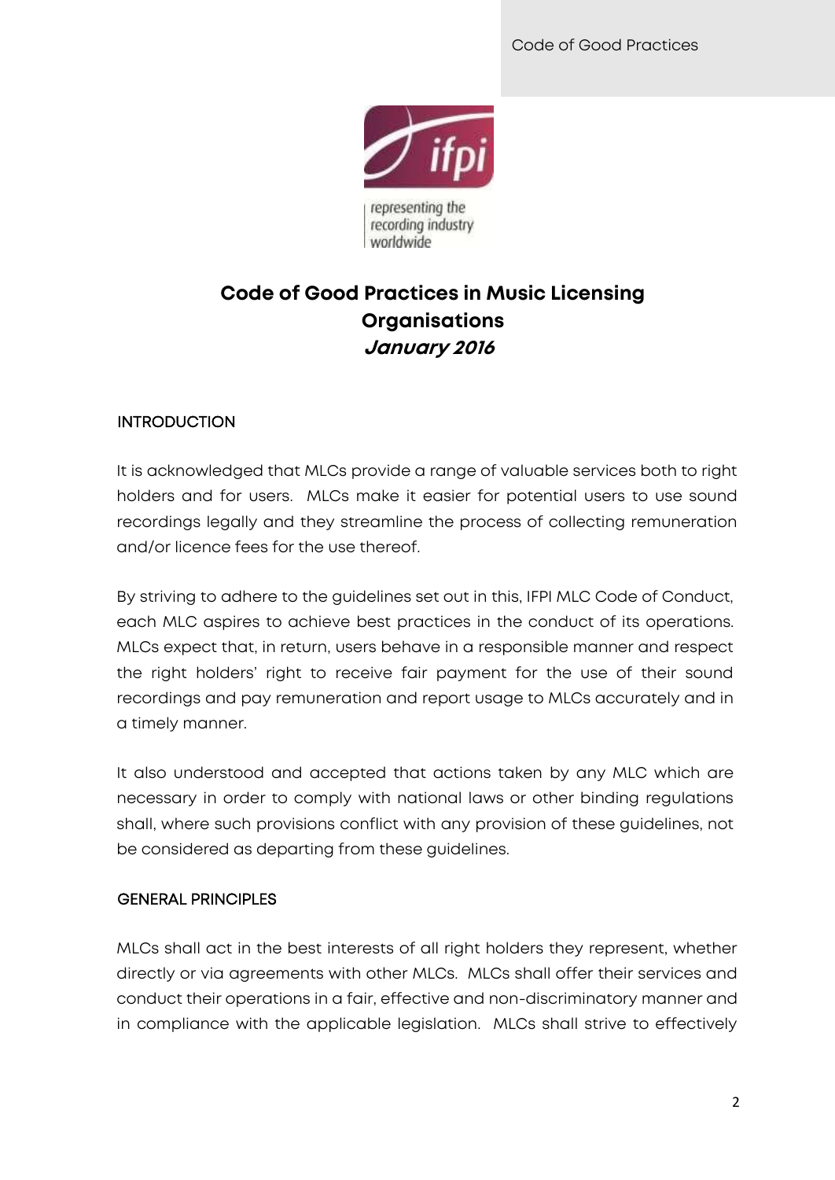# Code of Good Practices in Music Licensing Organisations

***January 2016***

## INTRODUCTION

It is acknowledged that MLCs provide a range of valuable services both to right holders and for users. MLCs make it easier for potential users to use sound recordings legally and they streamline the process of collecting remuneration and/or licence fees for the use thereof.

By striving to adhere to the guidelines set out in this, IFPI MLC Code of Conduct, each MLC aspires to achieve best practices in the conduct of its operations. MLCs expect that, in return, users behave in a responsible manner and respect the right holders' right to receive fair payment for the use of their sound recordings and pay remuneration and report usage to MLCs accurately and in a timely manner.

It also understood and accepted that actions taken by any MLC which are necessary in order to comply with national laws or other binding regulations shall, where such provisions conflict with any provision of these guidelines, not be considered as departing from these guidelines.

## GENERAL PRINCIPLES

MLCs shall act in the best interests of all right holders they represent, whether directly or via agreements with other MLCs. MLCs shall offer their services and conduct their operations in a fair, effective and non-discriminatory manner and in compliance with the applicable legislation. MLCs shall strive to effectively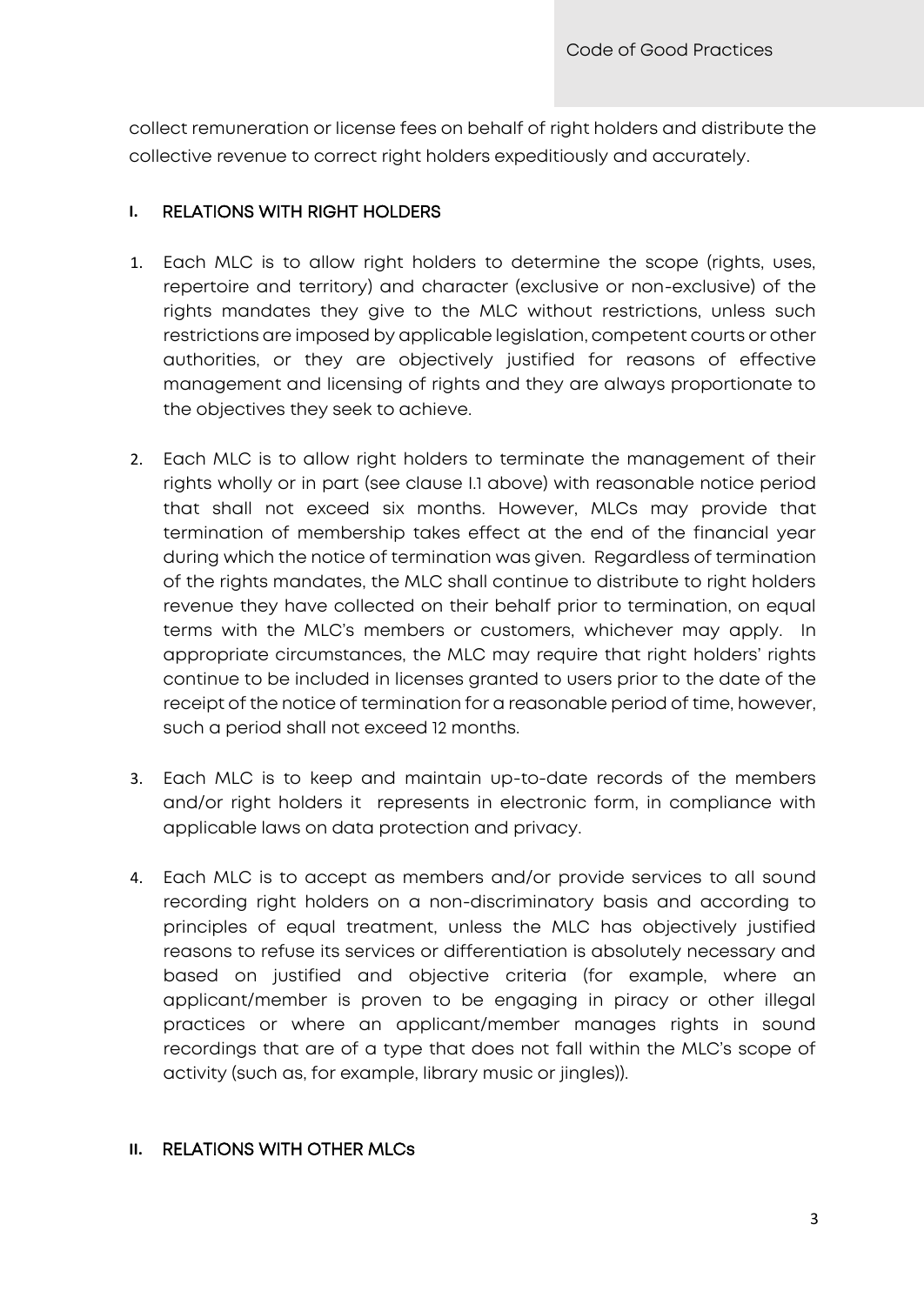collect remuneration or license fees on behalf of right holders and distribute the collective revenue to correct right holders expeditiously and accurately.

## I. RELATIONS WITH RIGHT HOLDERS

1. Each MLC is to allow right holders to determine the scope (rights, uses, repertoire and territory) and character (exclusive or non-exclusive) of the rights mandates they give to the MLC without restrictions, unless such restrictions are imposed by applicable legislation, competent courts or other authorities, or they are objectively justified for reasons of effective management and licensing of rights and they are always proportionate to the objectives they seek to achieve.

2. Each MLC is to allow right holders to terminate the management of their rights wholly or in part (see clause I.1 above) with reasonable notice period that shall not exceed six months. However, MLCs may provide that termination of membership takes effect at the end of the financial year during which the notice of termination was given. Regardless of termination of the rights mandates, the MLC shall continue to distribute to right holders revenue they have collected on their behalf prior to termination, on equal terms with the MLC's members or customers, whichever may apply. In appropriate circumstances, the MLC may require that right holders' rights continue to be included in licenses granted to users prior to the date of the receipt of the notice of termination for a reasonable period of time, however, such a period shall not exceed 12 months.

3. Each MLC is to keep and maintain up-to-date records of the members and/or right holders it represents in electronic form, in compliance with applicable laws on data protection and privacy.

4. Each MLC is to accept as members and/or provide services to all sound recording right holders on a non-discriminatory basis and according to principles of equal treatment, unless the MLC has objectively justified reasons to refuse its services or differentiation is absolutely necessary and based on justified and objective criteria (for example, where an applicant/member is proven to be engaging in piracy or other illegal practices or where an applicant/member manages rights in sound recordings that are of a type that does not fall within the MLC's scope of activity (such as, for example, library music or jingles)).

## II. RELATIONS WITH OTHER MLCs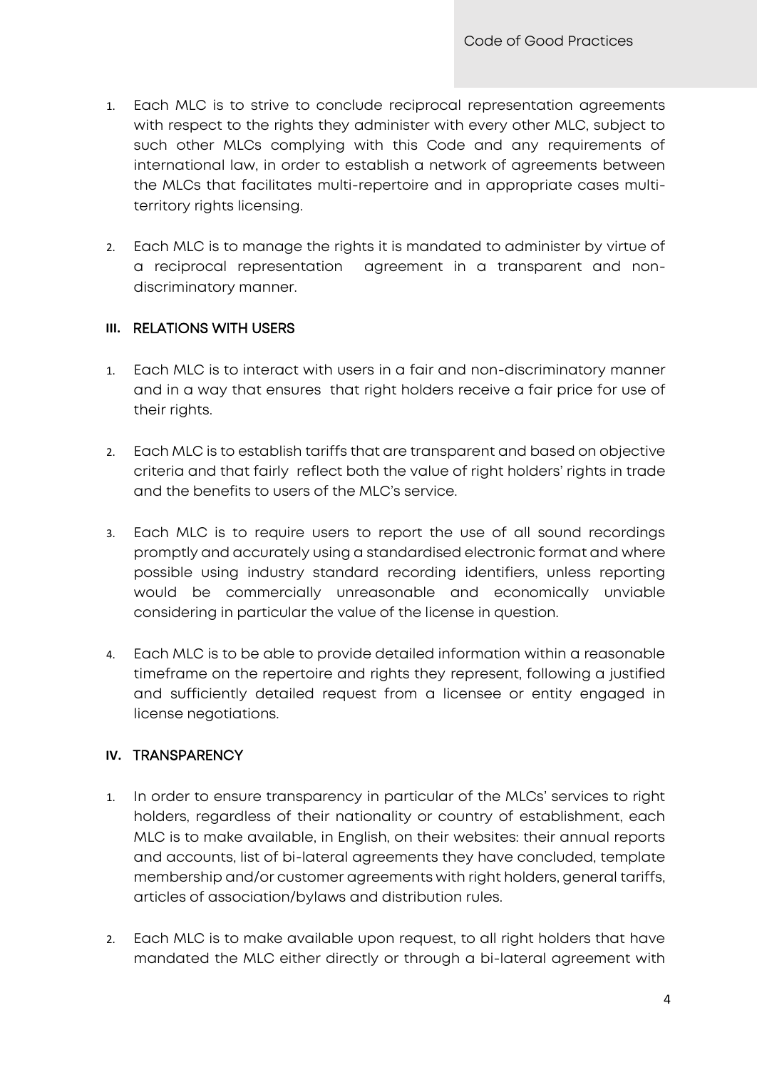1. Each MLC is to strive to conclude reciprocal representation agreements with respect to the rights they administer with every other MLC, subject to such other MLCs complying with this Code and any requirements of international law, in order to establish a network of agreements between the MLCs that facilitates multi-repertoire and in appropriate cases multi-territory rights licensing.

2. Each MLC is to manage the rights it is mandated to administer by virtue of a reciprocal representation agreement in a transparent and non-discriminatory manner.

## III. RELATIONS WITH USERS

1. Each MLC is to interact with users in a fair and non-discriminatory manner and in a way that ensures that right holders receive a fair price for use of their rights.

2. Each MLC is to establish tariffs that are transparent and based on objective criteria and that fairly reflect both the value of right holders' rights in trade and the benefits to users of the MLC's service.

3. Each MLC is to require users to report the use of all sound recordings promptly and accurately using a standardised electronic format and where possible using industry standard recording identifiers, unless reporting would be commercially unreasonable and economically unviable considering in particular the value of the license in question.

4. Each MLC is to be able to provide detailed information within a reasonable timeframe on the repertoire and rights they represent, following a justified and sufficiently detailed request from a licensee or entity engaged in license negotiations.

## IV. TRANSPARENCY

1. In order to ensure transparency in particular of the MLCs' services to right holders, regardless of their nationality or country of establishment, each MLC is to make available, in English, on their websites: their annual reports and accounts, list of bi-lateral agreements they have concluded, template membership and/or customer agreements with right holders, general tariffs, articles of association/bylaws and distribution rules.

2. Each MLC is to make available upon request, to all right holders that have mandated the MLC either directly or through a bi-lateral agreement with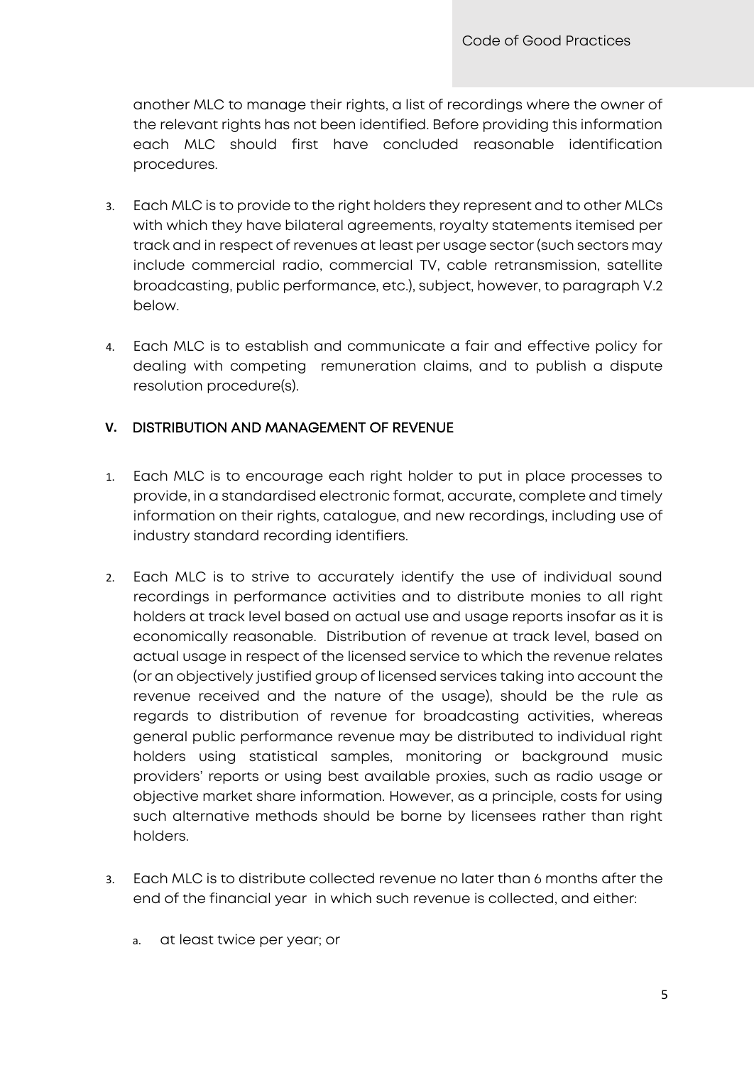another MLC to manage their rights, a list of recordings where the owner of the relevant rights has not been identified. Before providing this information each MLC should first have concluded reasonable identification procedures.

3. Each MLC is to provide to the right holders they represent and to other MLCs with which they have bilateral agreements, royalty statements itemised per track and in respect of revenues at least per usage sector (such sectors may include commercial radio, commercial TV, cable retransmission, satellite broadcasting, public performance, etc.), subject, however, to paragraph V.2 below.

4. Each MLC is to establish and communicate a fair and effective policy for dealing with competing remuneration claims, and to publish a dispute resolution procedure(s).

## V. DISTRIBUTION AND MANAGEMENT OF REVENUE

1. Each MLC is to encourage each right holder to put in place processes to provide, in a standardised electronic format, accurate, complete and timely information on their rights, catalogue, and new recordings, including use of industry standard recording identifiers.

2. Each MLC is to strive to accurately identify the use of individual sound recordings in performance activities and to distribute monies to all right holders at track level based on actual use and usage reports insofar as it is economically reasonable. Distribution of revenue at track level, based on actual usage in respect of the licensed service to which the revenue relates (or an objectively justified group of licensed services taking into account the revenue received and the nature of the usage), should be the rule as regards to distribution of revenue for broadcasting activities, whereas general public performance revenue may be distributed to individual right holders using statistical samples, monitoring or background music providers' reports or using best available proxies, such as radio usage or objective market share information. However, as a principle, costs for using such alternative methods should be borne by licensees rather than right holders.

3. Each MLC is to distribute collected revenue no later than 6 months after the end of the financial year in which such revenue is collected, and either:

    a. at least twice per year; or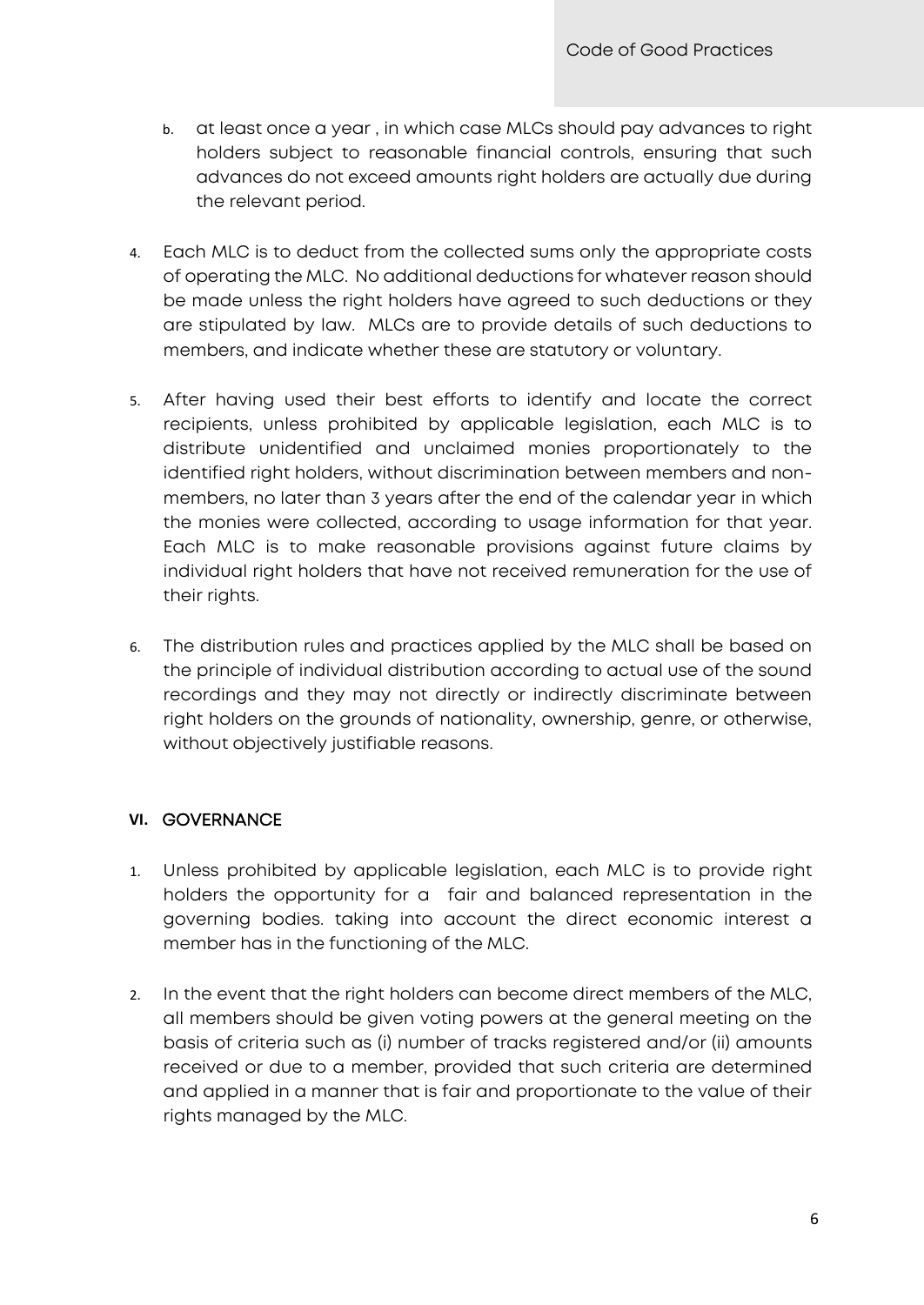b. at least once a year , in which case MLCs should pay advances to right holders subject to reasonable financial controls, ensuring that such advances do not exceed amounts right holders are actually due during the relevant period.

4. Each MLC is to deduct from the collected sums only the appropriate costs of operating the MLC. No additional deductions for whatever reason should be made unless the right holders have agreed to such deductions or they are stipulated by law. MLCs are to provide details of such deductions to members, and indicate whether these are statutory or voluntary.

5. After having used their best efforts to identify and locate the correct recipients, unless prohibited by applicable legislation, each MLC is to distribute unidentified and unclaimed monies proportionately to the identified right holders, without discrimination between members and non-members, no later than 3 years after the end of the calendar year in which the monies were collected, according to usage information for that year. Each MLC is to make reasonable provisions against future claims by individual right holders that have not received remuneration for the use of their rights.

6. The distribution rules and practices applied by the MLC shall be based on the principle of individual distribution according to actual use of the sound recordings and they may not directly or indirectly discriminate between right holders on the grounds of nationality, ownership, genre, or otherwise, without objectively justifiable reasons.

## VI. GOVERNANCE

1. Unless prohibited by applicable legislation, each MLC is to provide right holders the opportunity for a fair and balanced representation in the governing bodies. taking into account the direct economic interest a member has in the functioning of the MLC.

2. In the event that the right holders can become direct members of the MLC, all members should be given voting powers at the general meeting on the basis of criteria such as (i) number of tracks registered and/or (ii) amounts received or due to a member, provided that such criteria are determined and applied in a manner that is fair and proportionate to the value of their rights managed by the MLC.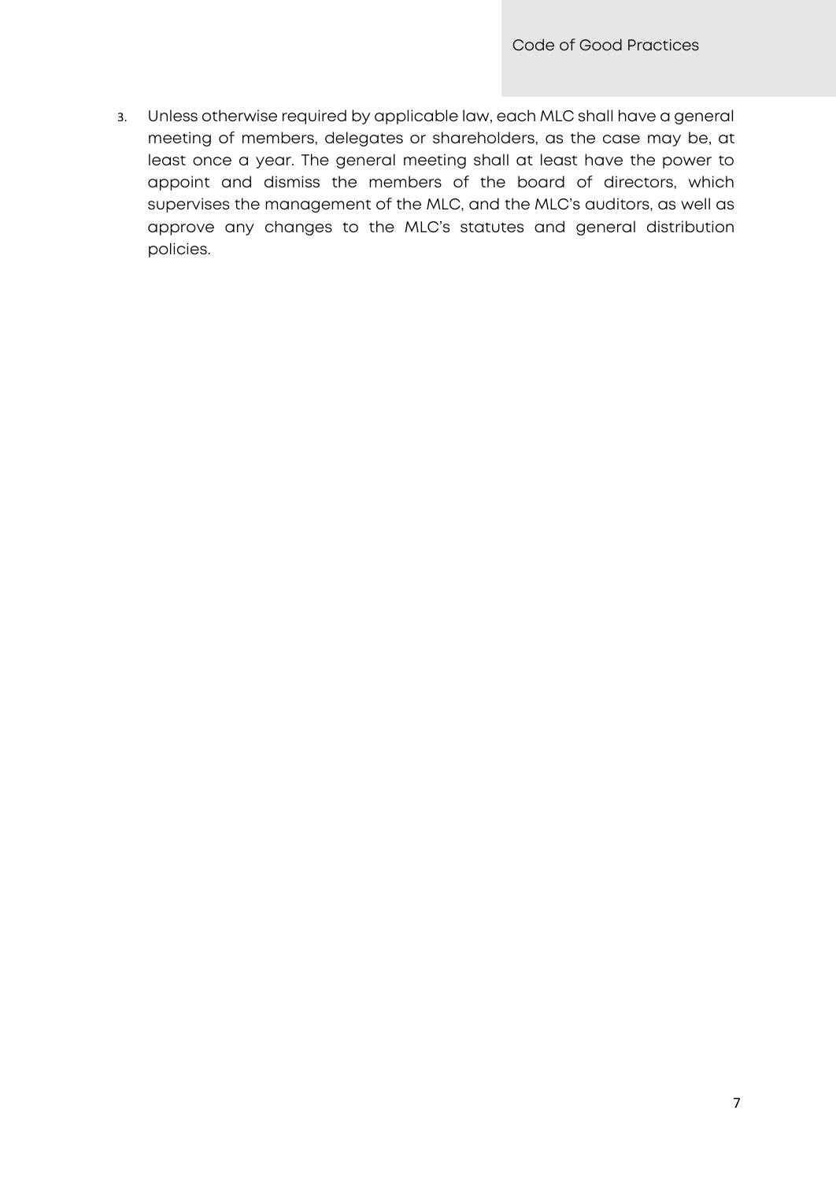3. Unless otherwise required by applicable law, each MLC shall have a general meeting of members, delegates or shareholders, as the case may be, at least once a year. The general meeting shall at least have the power to appoint and dismiss the members of the board of directors, which supervises the management of the MLC, and the MLC's auditors, as well as approve any changes to the MLC's statutes and general distribution policies.